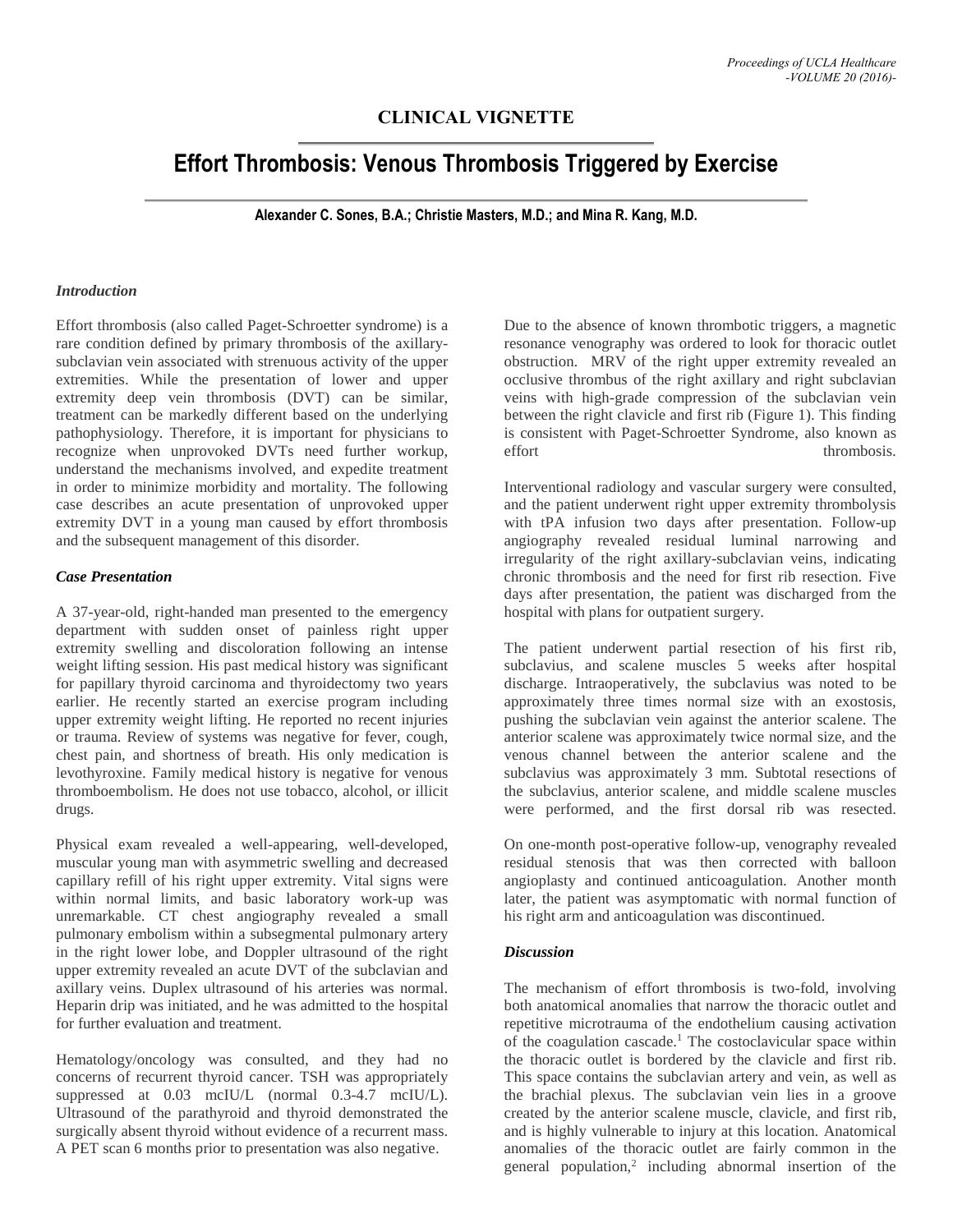## CLINICAL VIGNETTE

# Effort Thrombosis: Venous Thrombosis Triggered by Exercise

**Alexander C. Sones, B.A.; Christie Masters, M.D.; and Mina R. Kang, M.D.**

### *Introduction*

Effort thrombosis (also called Paget-Schroetter syndrome) is a rare condition defined by primary thrombosis of the axillary-subclavian vein associated with strenuous activity of the upper extremities. While the presentation of lower and upper extremity deep vein thrombosis (DVT) can be similar, treatment can be markedly different based on the underlying pathophysiology. Therefore, it is important for physicians to recognize when unprovoked DVTs need further workup, understand the mechanisms involved, and expedite treatment in order to minimize morbidity and mortality. The following case describes an acute presentation of unprovoked upper extremity DVT in a young man caused by effort thrombosis and the subsequent management of this disorder.

### *Case Presentation*

A 37-year-old, right-handed man presented to the emergency department with sudden onset of painless right upper extremity swelling and discoloration following an intense weight lifting session. His past medical history was significant for papillary thyroid carcinoma and thyroidectomy two years earlier. He recently started an exercise program including upper extremity weight lifting. He reported no recent injuries or trauma. Review of systems was negative for fever, cough, chest pain, and shortness of breath. His only medication is levothyroxine. Family medical history is negative for venous thromboembolism. He does not use tobacco, alcohol, or illicit drugs.

Physical exam revealed a well-appearing, well-developed, muscular young man with asymmetric swelling and decreased capillary refill of his right upper extremity. Vital signs were within normal limits, and basic laboratory work-up was unremarkable. CT chest angiography revealed a small pulmonary embolism within a subsegmental pulmonary artery in the right lower lobe, and Doppler ultrasound of the right upper extremity revealed an acute DVT of the subclavian and axillary veins. Duplex ultrasound of his arteries was normal. Heparin drip was initiated, and he was admitted to the hospital for further evaluation and treatment.

Hematology/oncology was consulted, and they had no concerns of recurrent thyroid cancer. TSH was appropriately suppressed at 0.03 mcIU/L (normal 0.3-4.7 mcIU/L). Ultrasound of the parathyroid and thyroid demonstrated the surgically absent thyroid without evidence of a recurrent mass. A PET scan 6 months prior to presentation was also negative.

Due to the absence of known thrombotic triggers, a magnetic resonance venography was ordered to look for thoracic outlet obstruction. MRV of the right upper extremity revealed an occlusive thrombus of the right axillary and right subclavian veins with high-grade compression of the subclavian vein between the right clavicle and first rib (Figure 1). This finding is consistent with Paget-Schroetter Syndrome, also known as effort thrombosis.

Interventional radiology and vascular surgery were consulted, and the patient underwent right upper extremity thrombolysis with tPA infusion two days after presentation. Follow-up angiography revealed residual luminal narrowing and irregularity of the right axillary-subclavian veins, indicating chronic thrombosis and the need for first rib resection. Five days after presentation, the patient was discharged from the hospital with plans for outpatient surgery.

The patient underwent partial resection of his first rib, subclavius, and scalene muscles 5 weeks after hospital discharge. Intraoperatively, the subclavius was noted to be approximately three times normal size with an exostosis, pushing the subclavian vein against the anterior scalene. The anterior scalene was approximately twice normal size, and the venous channel between the anterior scalene and the subclavius was approximately 3 mm. Subtotal resections of the subclavius, anterior scalene, and middle scalene muscles were performed, and the first dorsal rib was resected.

On one-month post-operative follow-up, venography revealed residual stenosis that was then corrected with balloon angioplasty and continued anticoagulation. Another month later, the patient was asymptomatic with normal function of his right arm and anticoagulation was discontinued.

### *Discussion*

The mechanism of effort thrombosis is two-fold, involving both anatomical anomalies that narrow the thoracic outlet and repetitive microtrauma of the endothelium causing activation of the coagulation cascade.[1] The costoclavicular space within the thoracic outlet is bordered by the clavicle and first rib. This space contains the subclavian artery and vein, as well as the brachial plexus. The subclavian vein lies in a groove created by the anterior scalene muscle, clavicle, and first rib, and is highly vulnerable to injury at this location. Anatomical anomalies of the thoracic outlet are fairly common in the general population,[2] including abnormal insertion of the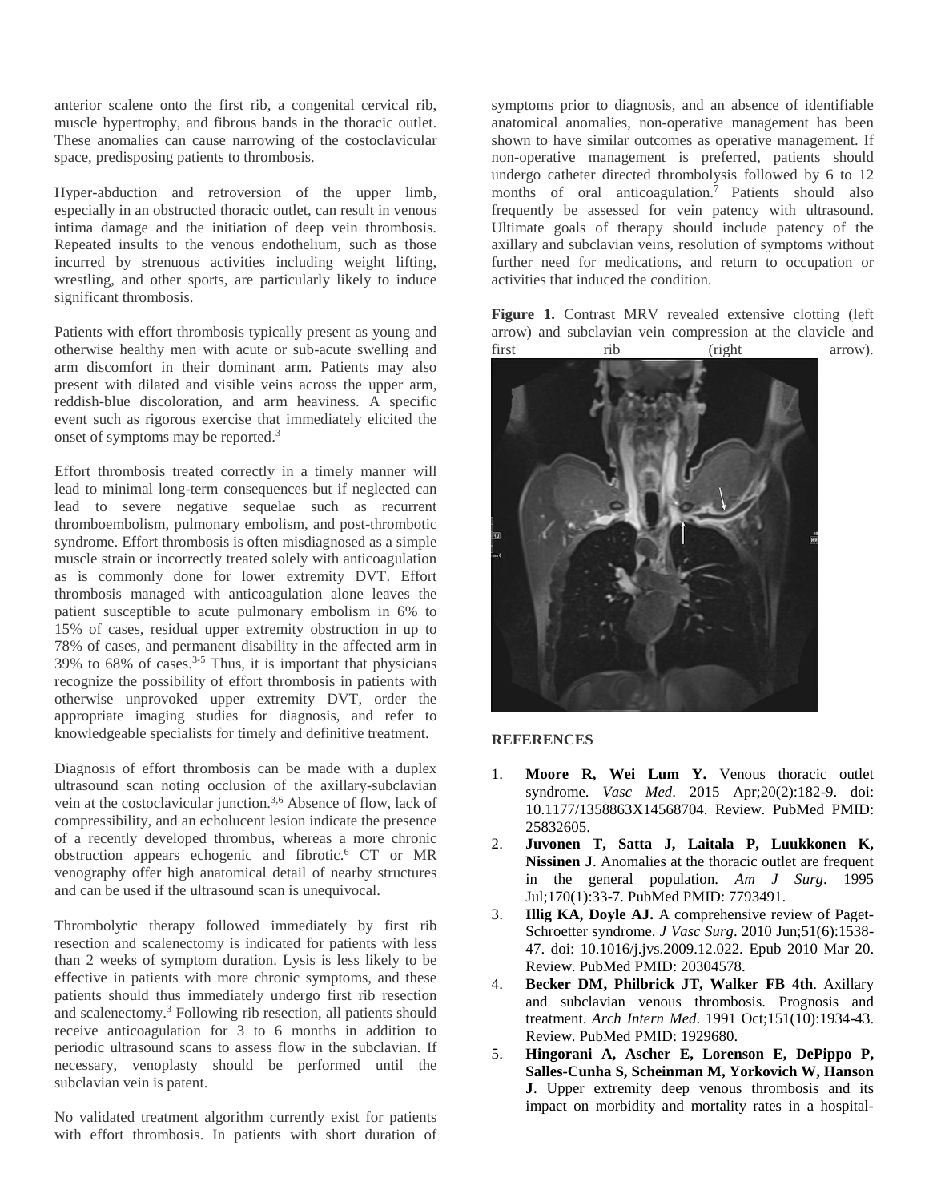anterior scalene onto the first rib, a congenital cervical rib, muscle hypertrophy, and fibrous bands in the thoracic outlet. These anomalies can cause narrowing of the costoclavicular space, predisposing patients to thrombosis.

Hyper-abduction and retroversion of the upper limb, especially in an obstructed thoracic outlet, can result in venous intima damage and the initiation of deep vein thrombosis. Repeated insults to the venous endothelium, such as those incurred by strenuous activities including weight lifting, wrestling, and other sports, are particularly likely to induce significant thrombosis.

Patients with effort thrombosis typically present as young and otherwise healthy men with acute or sub-acute swelling and arm discomfort in their dominant arm. Patients may also present with dilated and visible veins across the upper arm, reddish-blue discoloration, and arm heaviness. A specific event such as rigorous exercise that immediately elicited the onset of symptoms may be reported.[3]

Effort thrombosis treated correctly in a timely manner will lead to minimal long-term consequences but if neglected can lead to severe negative sequelae such as recurrent thromboembolism, pulmonary embolism, and post-thrombotic syndrome. Effort thrombosis is often misdiagnosed as a simple muscle strain or incorrectly treated solely with anticoagulation as is commonly done for lower extremity DVT. Effort thrombosis managed with anticoagulation alone leaves the patient susceptible to acute pulmonary embolism in 6% to 15% of cases, residual upper extremity obstruction in up to 78% of cases, and permanent disability in the affected arm in 39% to 68% of cases.[3-5] Thus, it is important that physicians recognize the possibility of effort thrombosis in patients with otherwise unprovoked upper extremity DVT, order the appropriate imaging studies for diagnosis, and refer to knowledgeable specialists for timely and definitive treatment.

Diagnosis of effort thrombosis can be made with a duplex ultrasound scan noting occlusion of the axillary-subclavian vein at the costoclavicular junction.[3,6] Absence of flow, lack of compressibility, and an echolucent lesion indicate the presence of a recently developed thrombus, whereas a more chronic obstruction appears echogenic and fibrotic.[6] CT or MR venography offer high anatomical detail of nearby structures and can be used if the ultrasound scan is unequivocal.

Thrombolytic therapy followed immediately by first rib resection and scalenectomy is indicated for patients with less than 2 weeks of symptom duration. Lysis is less likely to be effective in patients with more chronic symptoms, and these patients should thus immediately undergo first rib resection and scalenectomy.[3] Following rib resection, all patients should receive anticoagulation for 3 to 6 months in addition to periodic ultrasound scans to assess flow in the subclavian. If necessary, venoplasty should be performed until the subclavian vein is patent.

No validated treatment algorithm currently exist for patients with effort thrombosis. In patients with short duration of symptoms prior to diagnosis, and an absence of identifiable anatomical anomalies, non-operative management has been shown to have similar outcomes as operative management. If non-operative management is preferred, patients should undergo catheter directed thrombolysis followed by 6 to 12 months of oral anticoagulation.[7] Patients should also frequently be assessed for vein patency with ultrasound. Ultimate goals of therapy should include patency of the axillary and subclavian veins, resolution of symptoms without further need for medications, and return to occupation or activities that induced the condition.

**Figure 1.** Contrast MRV revealed extensive clotting (left arrow) and subclavian vein compression at the clavicle and first rib (right arrow).

## REFERENCES

1. **Moore R, Wei Lum Y.** Venous thoracic outlet syndrome. *Vasc Med*. 2015 Apr;20(2):182-9. doi: 10.1177/1358863X14568704. Review. PubMed PMID: 25832605.
2. **Juvonen T, Satta J, Laitala P, Luukkonen K, Nissinen J**. Anomalies at the thoracic outlet are frequent in the general population. *Am J Surg*. 1995 Jul;170(1):33-7. PubMed PMID: 7793491.
3. **Illig KA, Doyle AJ.** A comprehensive review of Paget-Schroetter syndrome. *J Vasc Surg*. 2010 Jun;51(6):1538-47. doi: 10.1016/j.jvs.2009.12.022. Epub 2010 Mar 20. Review. PubMed PMID: 20304578.
4. **Becker DM, Philbrick JT, Walker FB 4th**. Axillary and subclavian venous thrombosis. Prognosis and treatment. *Arch Intern Med*. 1991 Oct;151(10):1934-43. Review. PubMed PMID: 1929680.
5. **Hingorani A, Ascher E, Lorenson E, DePippo P, Salles-Cunha S, Scheinman M, Yorkovich W, Hanson J**. Upper extremity deep venous thrombosis and its impact on morbidity and mortality rates in a hospital-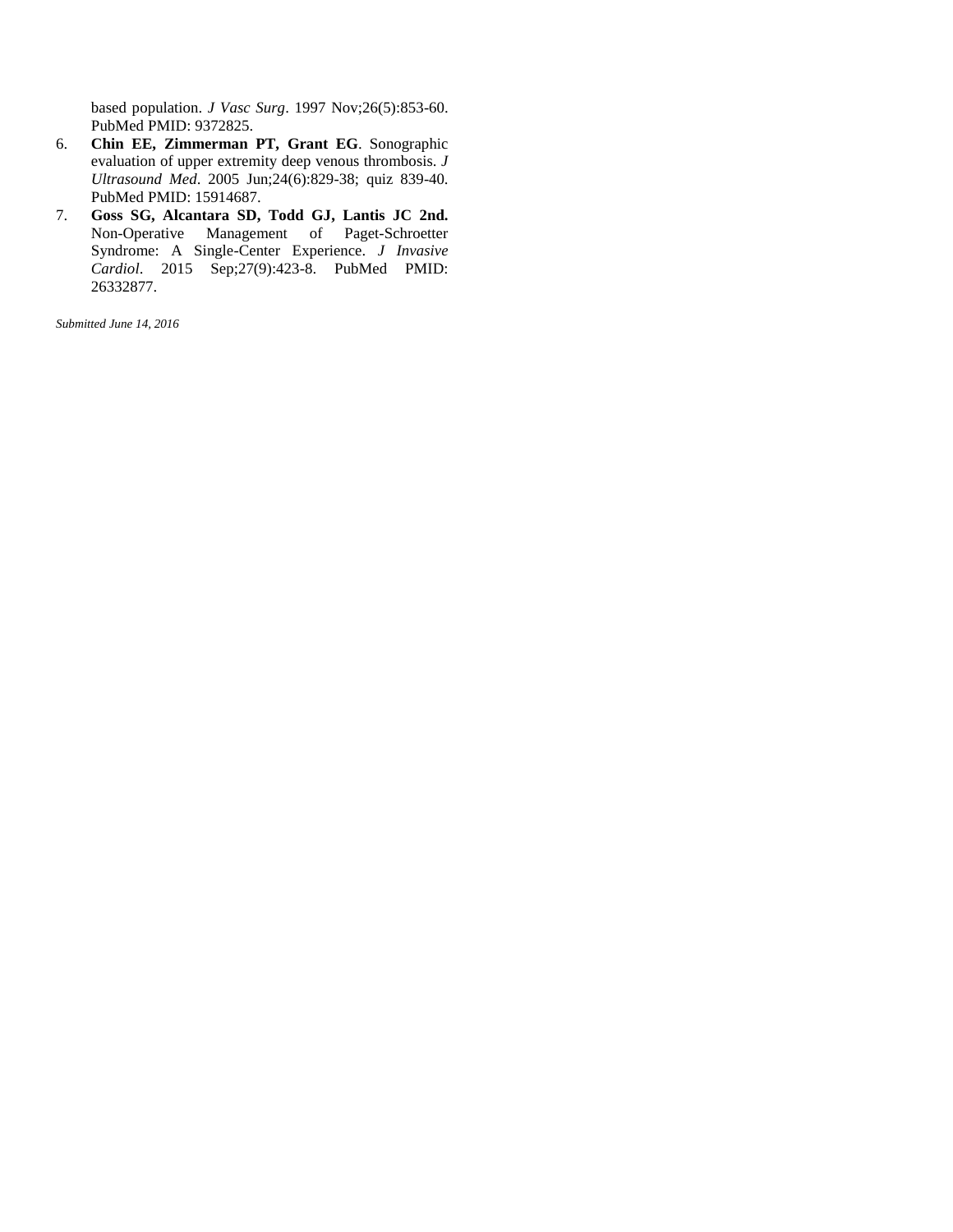based population. *J Vasc Surg*. 1997 Nov;26(5):853-60. PubMed PMID: 9372825.

6. **Chin EE, Zimmerman PT, Grant EG**. Sonographic evaluation of upper extremity deep venous thrombosis. *J Ultrasound Med*. 2005 Jun;24(6):829-38; quiz 839-40. PubMed PMID: 15914687.
7. **Goss SG, Alcantara SD, Todd GJ, Lantis JC 2nd.** Non-Operative Management of Paget-Schroetter Syndrome: A Single-Center Experience. *J Invasive Cardiol*. 2015 Sep;27(9):423-8. PubMed PMID: 26332877.

*Submitted June 14, 2016*